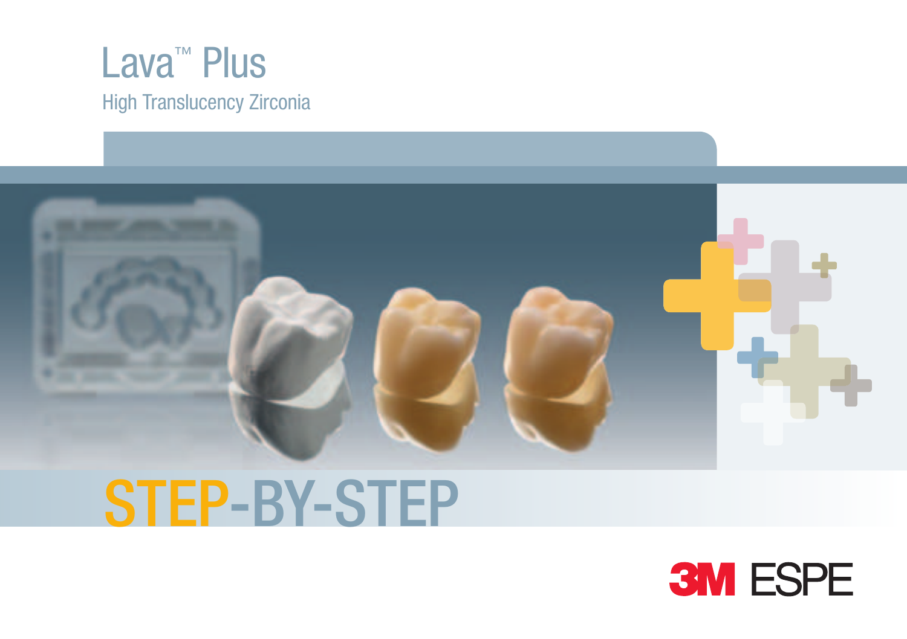# Lava™ Plus

High Translucency Zirconia

# STEP-BY-STEP

3M ESPE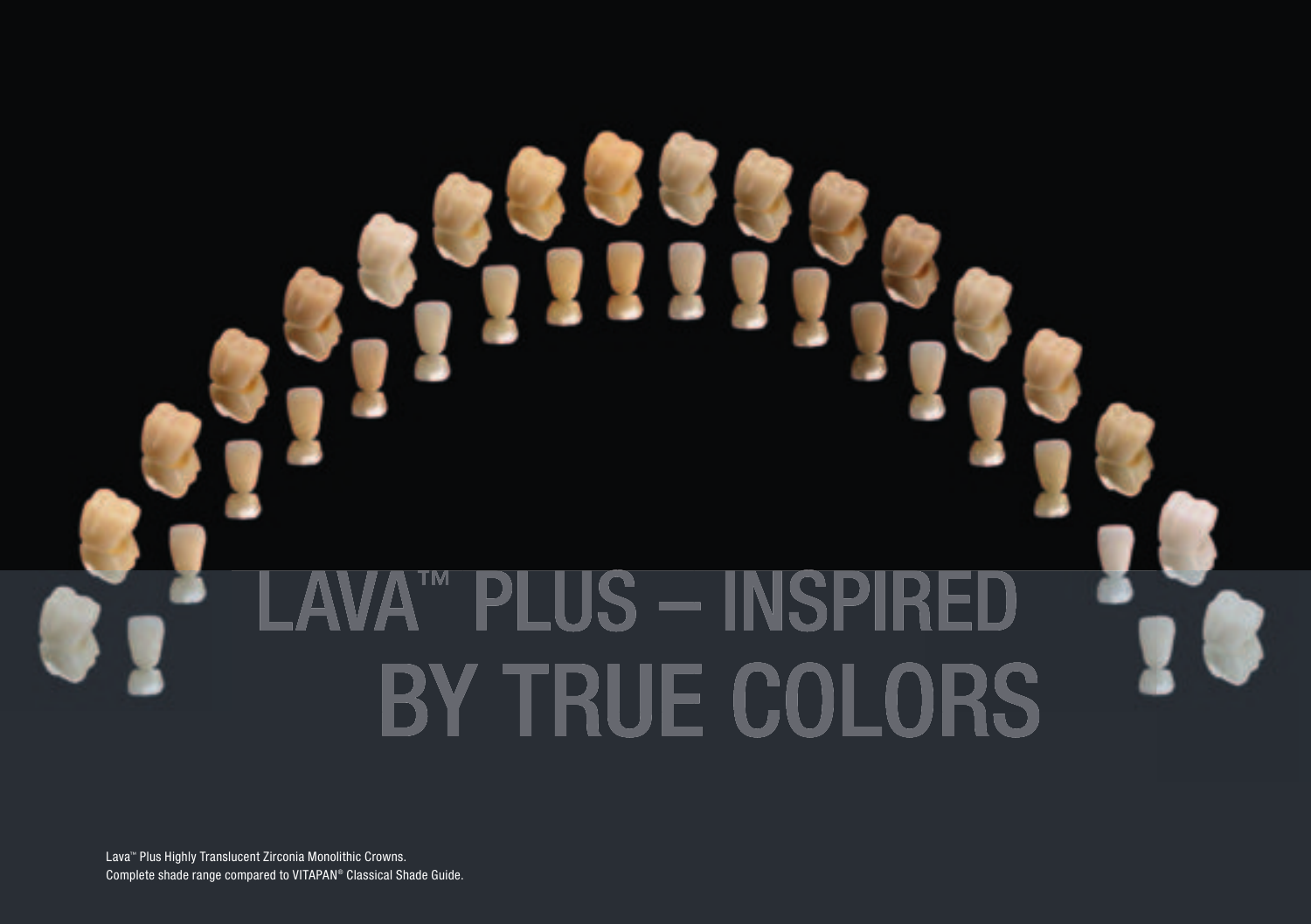# LAVA™ PLUS – INSPIRED BY TRUE COLORS

Lava™ Plus Highly Translucent Zirconia Monolithic Crowns.
Complete shade range compared to VITAPAN® Classical Shade Guide.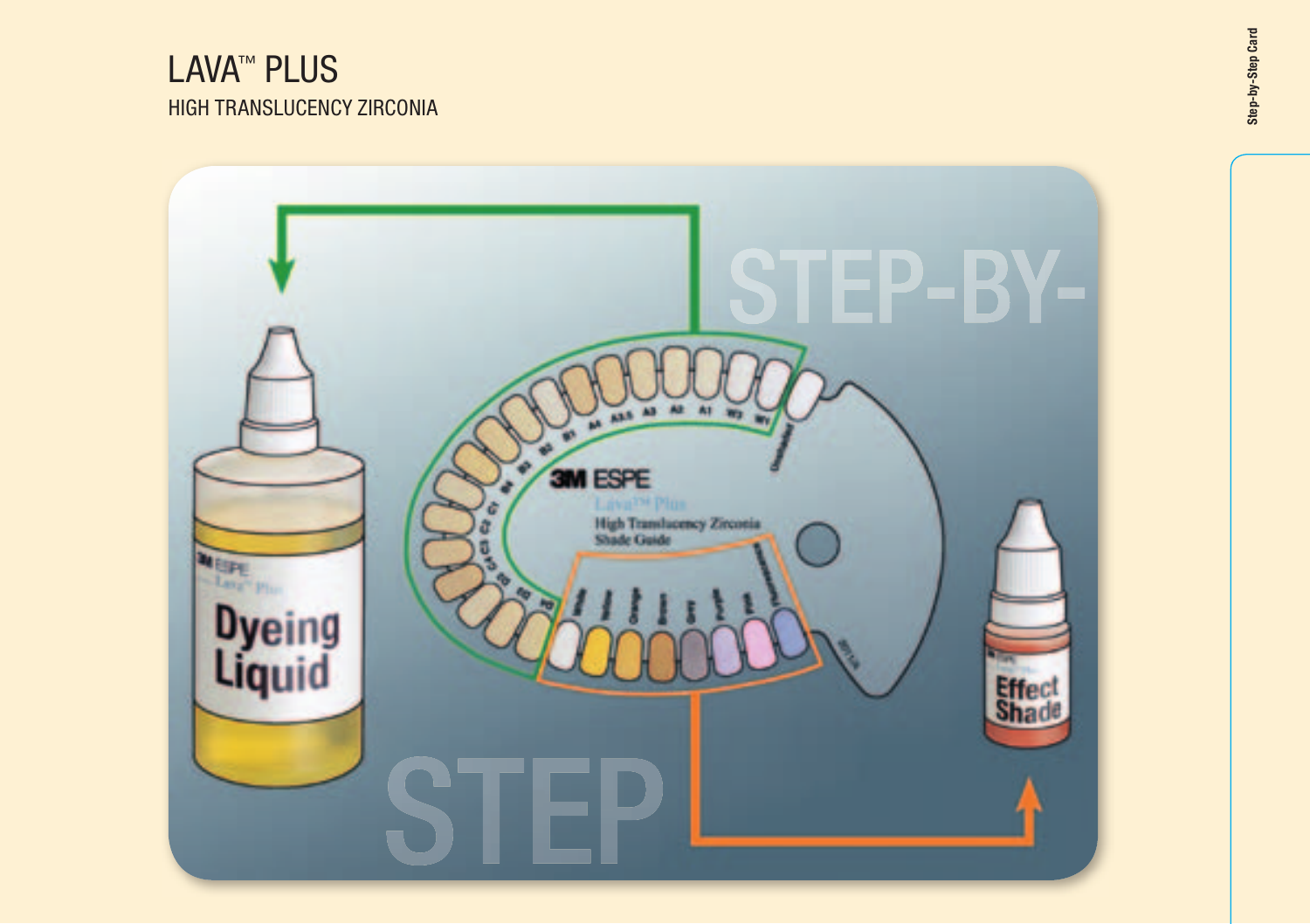# LAVA™ PLUS

## HIGH TRANSLUCENCY ZIRCONIA

STEP-BY-STEP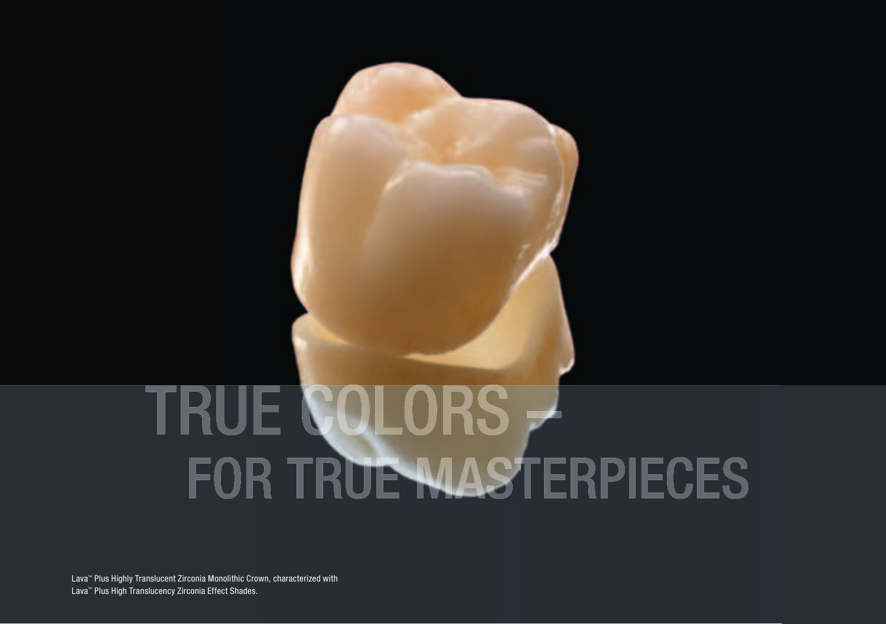# TRUE COLORS –
# FOR TRUE MASTERPIECES

Lava™ Plus Highly Translucent Zirconia Monolithic Crown, characterized with Lava™ Plus High Translucency Zirconia Effect Shades.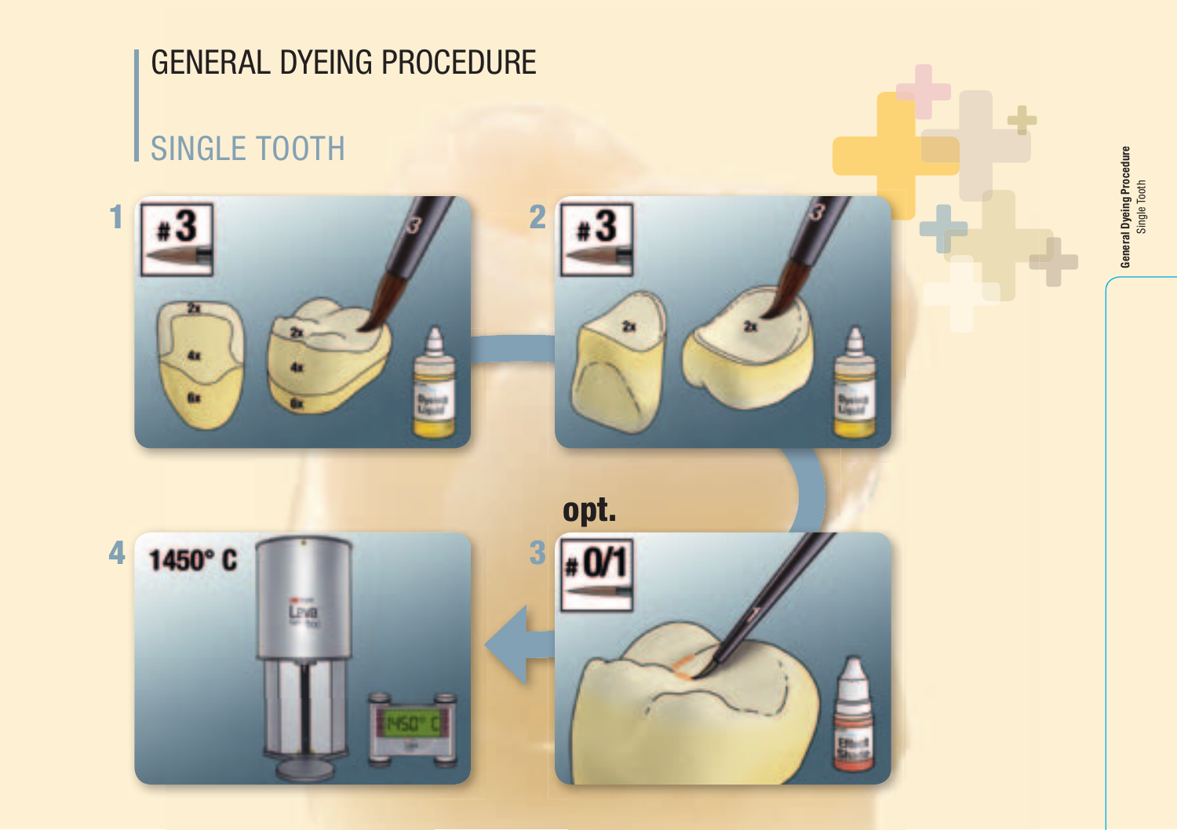# GENERAL DYEING PROCEDURE

## SINGLE TOOTH

1 #3

2x

4x

6x

2 #3

2x

2x

opt.

3 #0/1

4 1450° C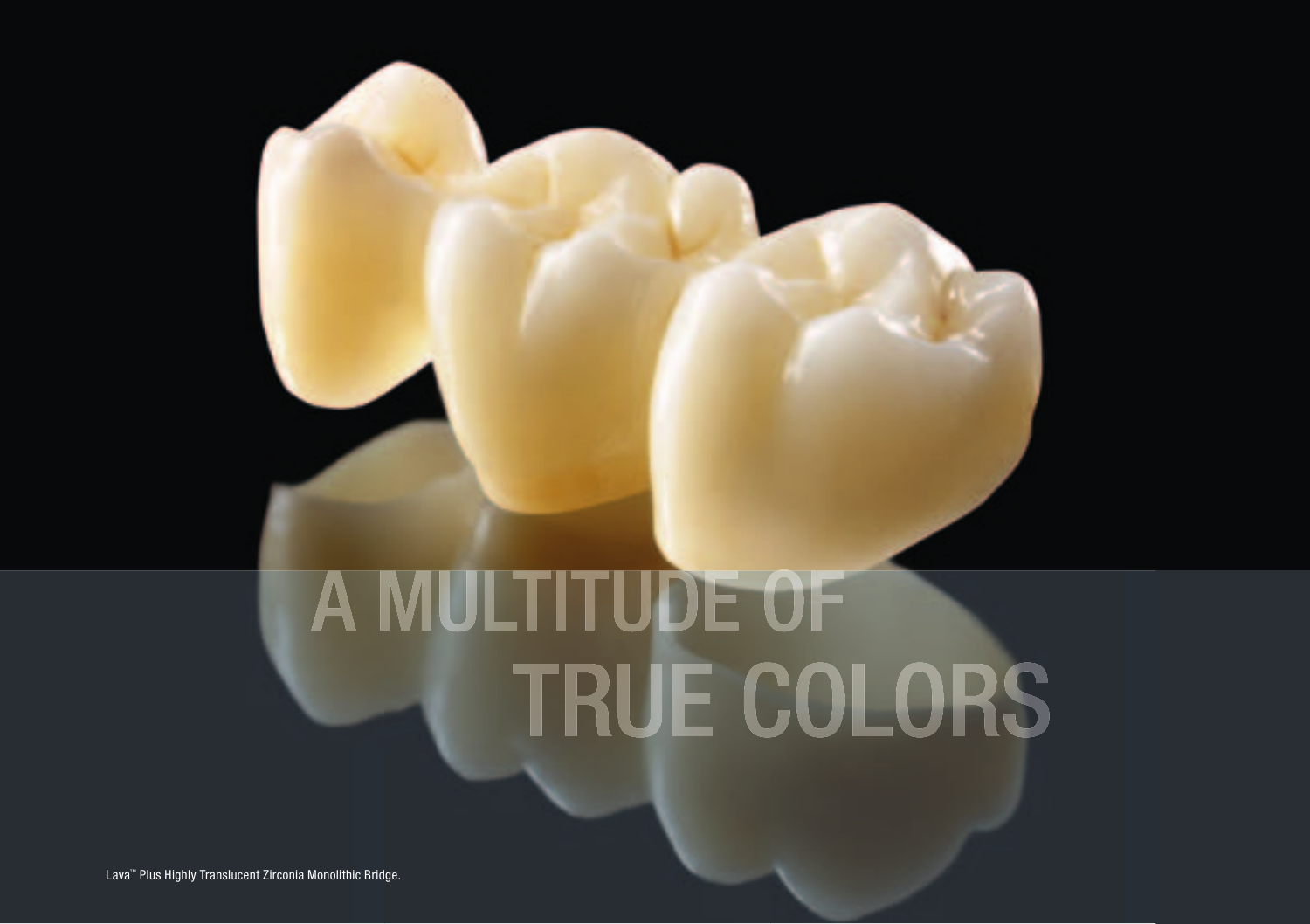# A MULTITUDE OF TRUE COLORS

Lava™ Plus Highly Translucent Zirconia Monolithic Bridge.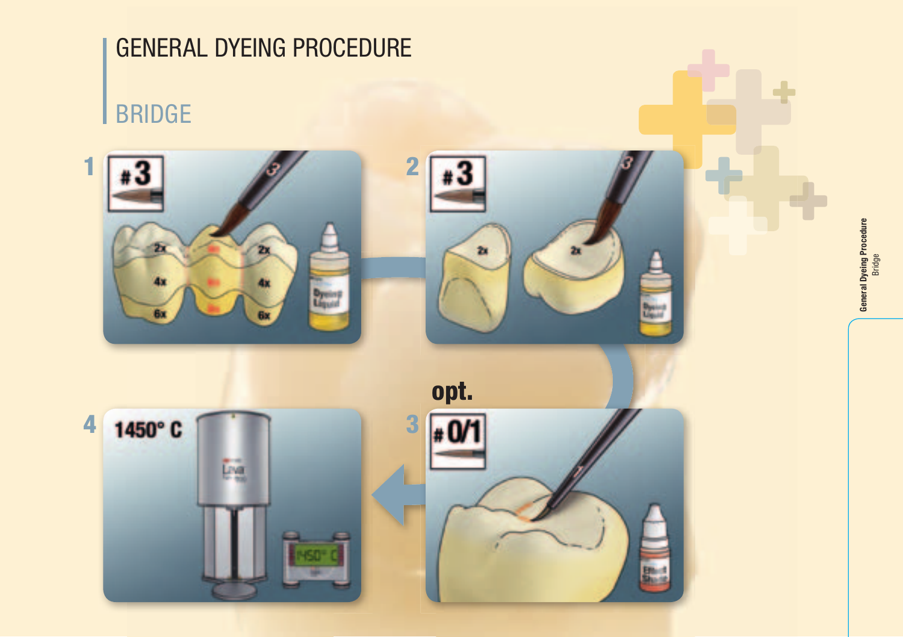# GENERAL DYEING PROCEDURE

## BRIDGE

1

#3

2x

4x

6x

2x

4x

6x

Dyeing Liquid

2

#3

2x

2x

Dyeing Liquid

opt.

3

#0/1

Effect Shade

4

1450° C

1450° C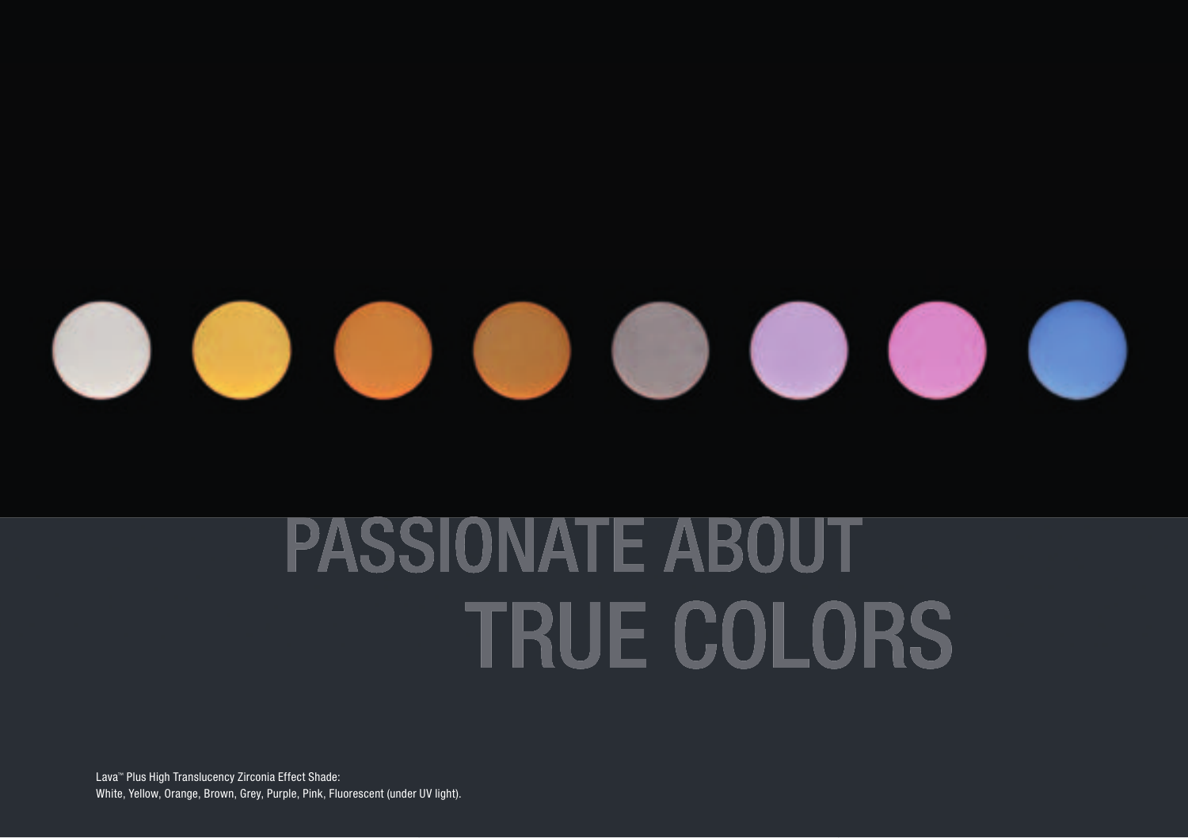# PASSIONATE ABOUT TRUE COLORS

Lava™ Plus High Translucency Zirconia Effect Shade:
White, Yellow, Orange, Brown, Grey, Purple, Pink, Fluorescent (under UV light).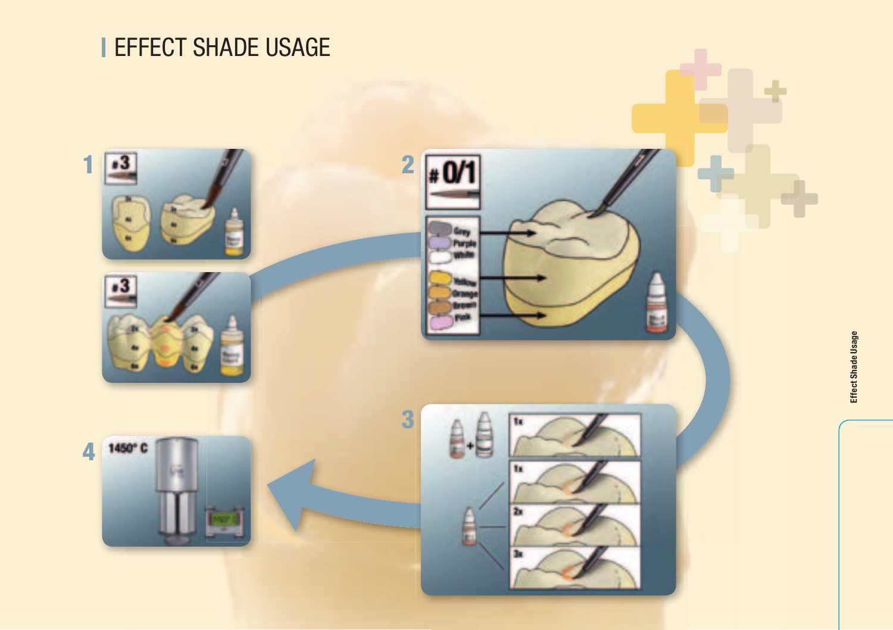# EFFECT SHADE USAGE

1

#3

#3

2

# 0/1

Grey
Purple
White
Yellow
Orange
Brown
Pink

3

1x
1x
2x
3x

4

1450° C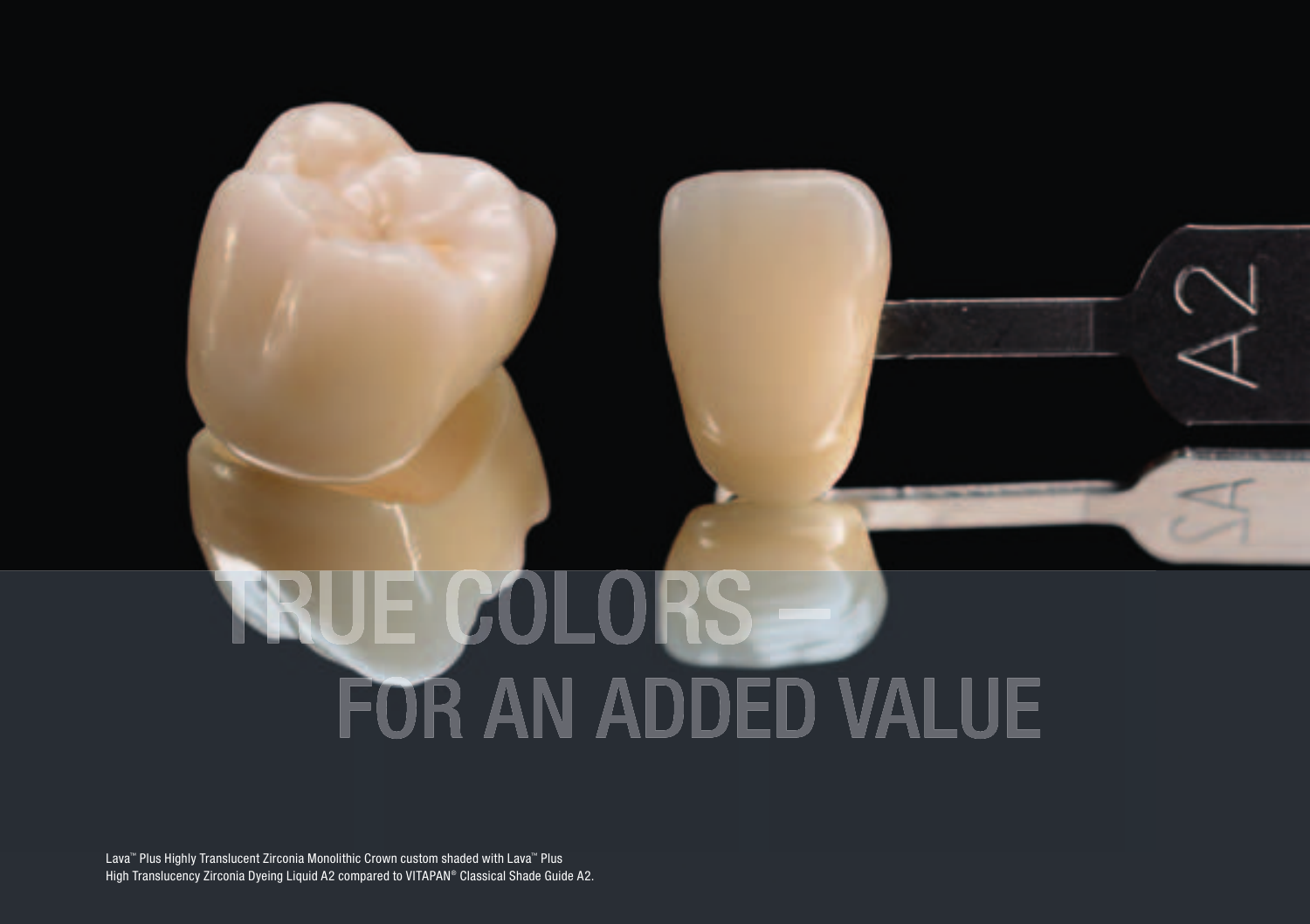# TRUE COLORS – FOR AN ADDED VALUE

Lava™ Plus Highly Translucent Zirconia Monolithic Crown custom shaded with Lava™ Plus High Translucency Zirconia Dyeing Liquid A2 compared to VITAPAN® Classical Shade Guide A2.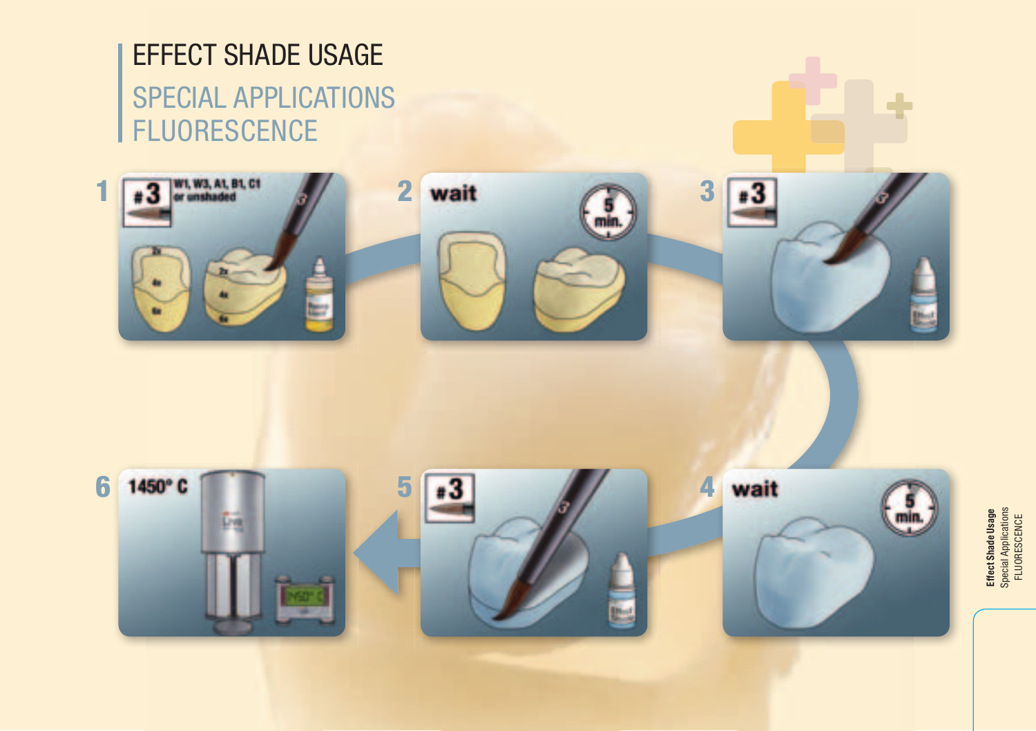# EFFECT SHADE USAGE

## SPECIAL APPLICATIONS FLUORESCENCE

1 #3 W1, W3, A1, B1, C1 or unshaded

2 wait 5 min.

3 #3

4 wait 5 min.

5 #3

6 1450° C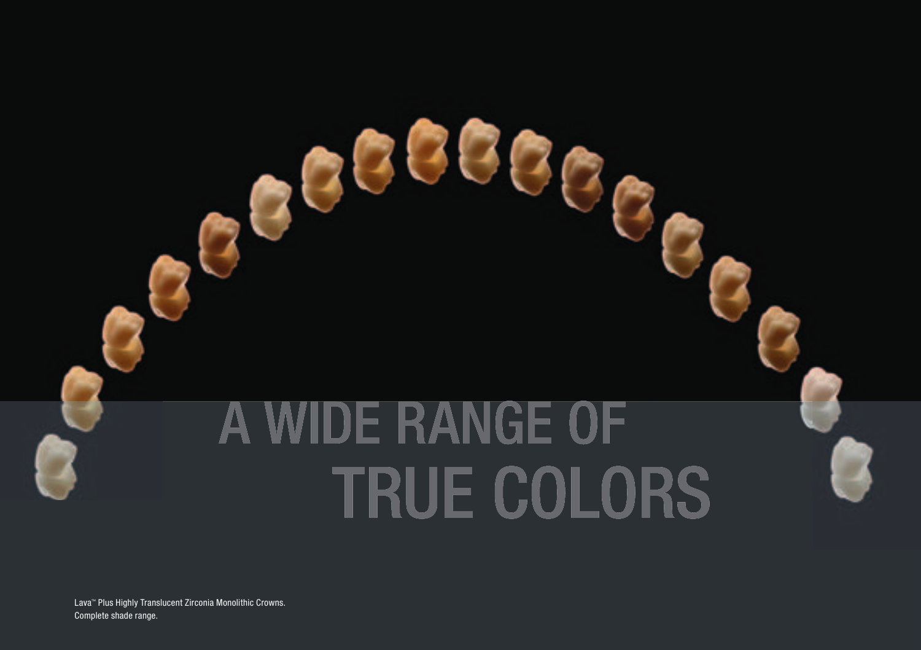# A WIDE RANGE OF TRUE COLORS

Lava™ Plus Highly Translucent Zirconia Monolithic Crowns.
Complete shade range.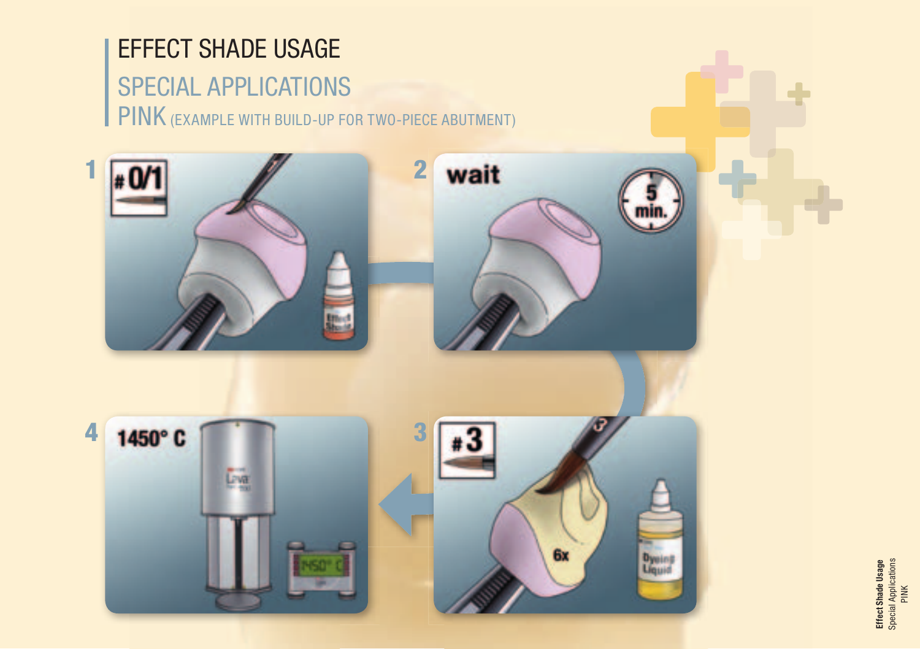# EFFECT SHADE USAGE

## SPECIAL APPLICATIONS

## PINK (EXAMPLE WITH BUILD-UP FOR TWO-PIECE ABUTMENT)

1 #0/1

2 wait 5 min.

3 #3 6x

4 1450° C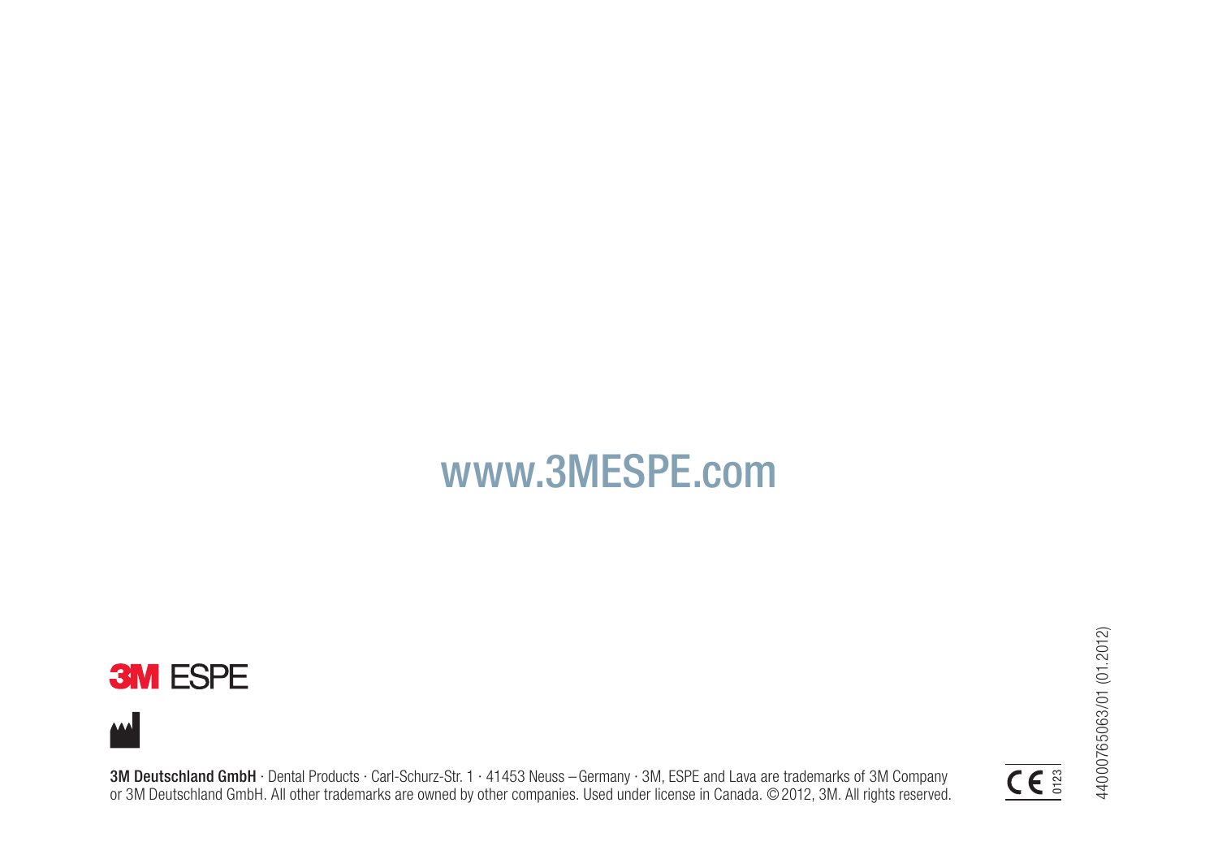www.3MESPE.com

3M ESPE

**3M Deutschland GmbH** · Dental Products · Carl-Schurz-Str. 1 · 41453 Neuss – Germany · 3M, ESPE and Lava are trademarks of 3M Company or 3M Deutschland GmbH. All other trademarks are owned by other companies. Used under license in Canada. © 2012, 3M. All rights reserved.

CE 0123

44000765063/01 (01.2012)